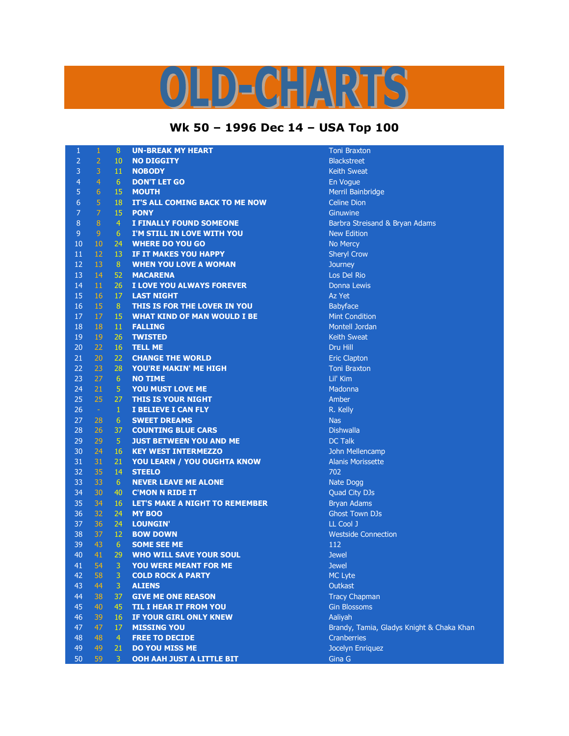# OLD-CHARTS

## Wk 50 – 1996 Dec 14 – USA Top 100

| | | | | |
|---|---|---|---|---|
| 1 | 1 | 8 | UN-BREAK MY HEART | Toni Braxton |
| 2 | 2 | 10 | NO DIGGITY | Blackstreet |
| 3 | 3 | 11 | NOBODY | Keith Sweat |
| 4 | 4 | 6 | DON'T LET GO | En Vogue |
| 5 | 6 | 15 | MOUTH | Merril Bainbridge |
| 6 | 5 | 18 | IT'S ALL COMING BACK TO ME NOW | Celine Dion |
| 7 | 7 | 15 | PONY | Ginuwine |
| 8 | 8 | 4 | I FINALLY FOUND SOMEONE | Barbra Streisand & Bryan Adams |
| 9 | 9 | 6 | I'M STILL IN LOVE WITH YOU | New Edition |
| 10 | 10 | 24 | WHERE DO YOU GO | No Mercy |
| 11 | 12 | 13 | IF IT MAKES YOU HAPPY | Sheryl Crow |
| 12 | 13 | 8 | WHEN YOU LOVE A WOMAN | Journey |
| 13 | 14 | 52 | MACARENA | Los Del Rio |
| 14 | 11 | 26 | I LOVE YOU ALWAYS FOREVER | Donna Lewis |
| 15 | 16 | 17 | LAST NIGHT | Az Yet |
| 16 | 15 | 8 | THIS IS FOR THE LOVER IN YOU | Babyface |
| 17 | 17 | 15 | WHAT KIND OF MAN WOULD I BE | Mint Condition |
| 18 | 18 | 11 | FALLING | Montell Jordan |
| 19 | 19 | 26 | TWISTED | Keith Sweat |
| 20 | 22 | 16 | TELL ME | Dru Hill |
| 21 | 20 | 22 | CHANGE THE WORLD | Eric Clapton |
| 22 | 23 | 28 | YOU'RE MAKIN' ME HIGH | Toni Braxton |
| 23 | 27 | 6 | NO TIME | Lil' Kim |
| 24 | 21 | 5 | YOU MUST LOVE ME | Madonna |
| 25 | 25 | 27 | THIS IS YOUR NIGHT | Amber |
| 26 | - | 1 | I BELIEVE I CAN FLY | R. Kelly |
| 27 | 28 | 6 | SWEET DREAMS | Nas |
| 28 | 26 | 37 | COUNTING BLUE CARS | Dishwalla |
| 29 | 29 | 5 | JUST BETWEEN YOU AND ME | DC Talk |
| 30 | 24 | 16 | KEY WEST INTERMEZZO | John Mellencamp |
| 31 | 31 | 21 | YOU LEARN / YOU OUGHTA KNOW | Alanis Morissette |
| 32 | 35 | 14 | STEELO | 702 |
| 33 | 33 | 6 | NEVER LEAVE ME ALONE | Nate Dogg |
| 34 | 30 | 40 | C'MON N RIDE IT | Quad City DJs |
| 35 | 34 | 16 | LET'S MAKE A NIGHT TO REMEMBER | Bryan Adams |
| 36 | 32 | 24 | MY BOO | Ghost Town DJs |
| 37 | 36 | 24 | LOUNGIN' | LL Cool J |
| 38 | 37 | 12 | BOW DOWN | Westside Connection |
| 39 | 43 | 6 | SOME SEE ME | 112 |
| 40 | 41 | 29 | WHO WILL SAVE YOUR SOUL | Jewel |
| 41 | 54 | 3 | YOU WERE MEANT FOR ME | Jewel |
| 42 | 58 | 3 | COLD ROCK A PARTY | MC Lyte |
| 43 | 44 | 3 | ALIENS | Outkast |
| 44 | 38 | 37 | GIVE ME ONE REASON | Tracy Chapman |
| 45 | 40 | 45 | TIL I HEAR IT FROM YOU | Gin Blossoms |
| 46 | 39 | 16 | IF YOUR GIRL ONLY KNEW | Aaliyah |
| 47 | 47 | 17 | MISSING YOU | Brandy, Tamia, Gladys Knight & Chaka Khan |
| 48 | 48 | 4 | FREE TO DECIDE | Cranberries |
| 49 | 49 | 21 | DO YOU MISS ME | Jocelyn Enriquez |
| 50 | 59 | 3 | OOH AAH JUST A LITTLE BIT | Gina G |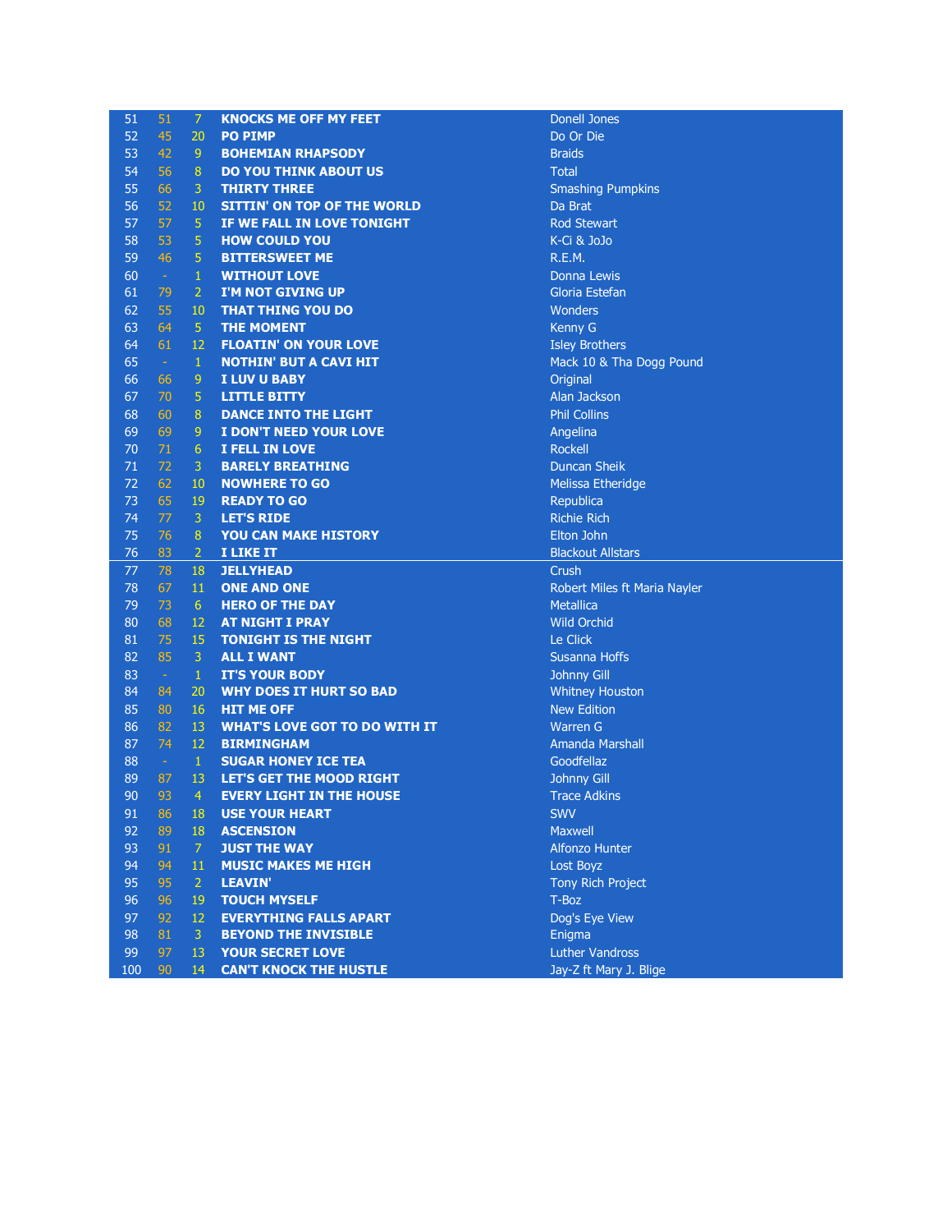| | | | | |
|---|---|---|---|---|
| 51 | 51 | 7 | KNOCKS ME OFF MY FEET | Donell Jones |
| 52 | 45 | 20 | PO PIMP | Do Or Die |
| 53 | 42 | 9 | BOHEMIAN RHAPSODY | Braids |
| 54 | 56 | 8 | DO YOU THINK ABOUT US | Total |
| 55 | 66 | 3 | THIRTY THREE | Smashing Pumpkins |
| 56 | 52 | 10 | SITTIN' ON TOP OF THE WORLD | Da Brat |
| 57 | 57 | 5 | IF WE FALL IN LOVE TONIGHT | Rod Stewart |
| 58 | 53 | 5 | HOW COULD YOU | K-Ci & JoJo |
| 59 | 46 | 5 | BITTERSWEET ME | R.E.M. |
| 60 | - | 1 | WITHOUT LOVE | Donna Lewis |
| 61 | 79 | 2 | I'M NOT GIVING UP | Gloria Estefan |
| 62 | 55 | 10 | THAT THING YOU DO | Wonders |
| 63 | 64 | 5 | THE MOMENT | Kenny G |
| 64 | 61 | 12 | FLOATIN' ON YOUR LOVE | Isley Brothers |
| 65 | - | 1 | NOTHIN' BUT A CAVI HIT | Mack 10 & Tha Dogg Pound |
| 66 | 66 | 9 | I LUV U BABY | Original |
| 67 | 70 | 5 | LITTLE BITTY | Alan Jackson |
| 68 | 60 | 8 | DANCE INTO THE LIGHT | Phil Collins |
| 69 | 69 | 9 | I DON'T NEED YOUR LOVE | Angelina |
| 70 | 71 | 6 | I FELL IN LOVE | Rockell |
| 71 | 72 | 3 | BARELY BREATHING | Duncan Sheik |
| 72 | 62 | 10 | NOWHERE TO GO | Melissa Etheridge |
| 73 | 65 | 19 | READY TO GO | Republica |
| 74 | 77 | 3 | LET'S RIDE | Richie Rich |
| 75 | 76 | 8 | YOU CAN MAKE HISTORY | Elton John |
| 76 | 83 | 2 | I LIKE IT | Blackout Allstars |
| 77 | 78 | 18 | JELLYHEAD | Crush |
| 78 | 67 | 11 | ONE AND ONE | Robert Miles ft Maria Nayler |
| 79 | 73 | 6 | HERO OF THE DAY | Metallica |
| 80 | 68 | 12 | AT NIGHT I PRAY | Wild Orchid |
| 81 | 75 | 15 | TONIGHT IS THE NIGHT | Le Click |
| 82 | 85 | 3 | ALL I WANT | Susanna Hoffs |
| 83 | - | 1 | IT'S YOUR BODY | Johnny Gill |
| 84 | 84 | 20 | WHY DOES IT HURT SO BAD | Whitney Houston |
| 85 | 80 | 16 | HIT ME OFF | New Edition |
| 86 | 82 | 13 | WHAT'S LOVE GOT TO DO WITH IT | Warren G |
| 87 | 74 | 12 | BIRMINGHAM | Amanda Marshall |
| 88 | - | 1 | SUGAR HONEY ICE TEA | Goodfellaz |
| 89 | 87 | 13 | LET'S GET THE MOOD RIGHT | Johnny Gill |
| 90 | 93 | 4 | EVERY LIGHT IN THE HOUSE | Trace Adkins |
| 91 | 86 | 18 | USE YOUR HEART | SWV |
| 92 | 89 | 18 | ASCENSION | Maxwell |
| 93 | 91 | 7 | JUST THE WAY | Alfonzo Hunter |
| 94 | 94 | 11 | MUSIC MAKES ME HIGH | Lost Boyz |
| 95 | 95 | 2 | LEAVIN' | Tony Rich Project |
| 96 | 96 | 19 | TOUCH MYSELF | T-Boz |
| 97 | 92 | 12 | EVERYTHING FALLS APART | Dog's Eye View |
| 98 | 81 | 3 | BEYOND THE INVISIBLE | Enigma |
| 99 | 97 | 13 | YOUR SECRET LOVE | Luther Vandross |
| 100 | 90 | 14 | CAN'T KNOCK THE HUSTLE | Jay-Z ft Mary J. Blige |